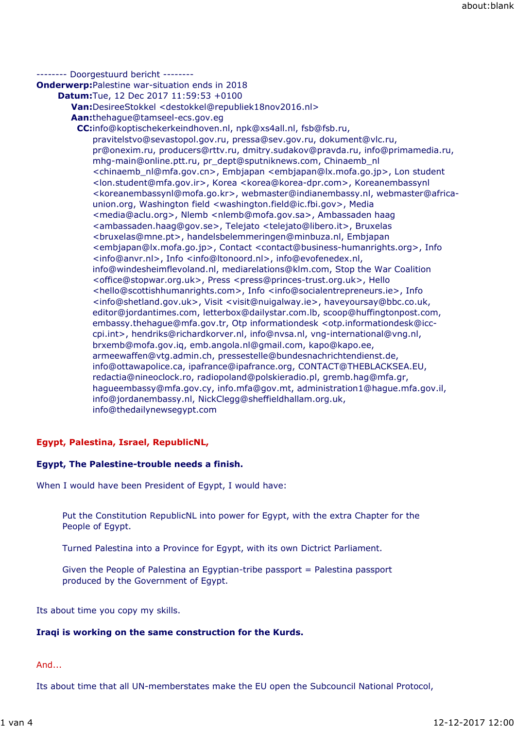-------- Doorgestuurd bericht --------

**Onderwerp:** Palestine war-situation ends in 2018
**Datum:** Tue, 12 Dec 2017 11:59:53 +0100
**Van:** DesireeStokkel <destokkel@republiek18nov2016.nl>
**Aan:** thehague@tamseel-ecs.gov.eg
**CC:** info@koptischekerkeindhoven.nl, npk@xs4all.nl, fsb@fsb.ru, pravitelstvo@sevastopol.gov.ru, pressa@sev.gov.ru, dokument@vlc.ru, pr@onexim.ru, producers@rttv.ru, dmitry.sudakov@pravda.ru, info@primamedia.ru, mhg-main@online.ptt.ru, pr_dept@sputniknews.com, Chinaemb_nl <chinaemb_nl@mfa.gov.cn>, Embjapan <embjapan@lx.mofa.go.jp>, Lon student <lon.student@mfa.gov.ir>, Korea <korea@korea-dpr.com>, Koreanembassynl <koreanembassynl@mofa.go.kr>, webmaster@indianembassy.nl, webmaster@africa-union.org, Washington field <washington.field@ic.fbi.gov>, Media <media@aclu.org>, Nlemb <nlemb@mofa.gov.sa>, Ambassaden haag <ambassaden.haag@gov.se>, Telejato <telejato@libero.it>, Bruxelas <bruxelas@mne.pt>, handelsbelemmeringen@minbuza.nl, Embjapan <embjapan@lx.mofa.go.jp>, Contact <contact@business-humanrights.org>, Info <info@anvr.nl>, Info <info@ltonoord.nl>, info@evofenedex.nl, info@windesheimflevoland.nl, mediarelations@klm.com, Stop the War Coalition <office@stopwar.org.uk>, Press <press@princes-trust.org.uk>, Hello <hello@scottishhumanrights.com>, Info <info@socialentrepreneurs.ie>, Info <info@shetland.gov.uk>, Visit <visit@nuigalway.ie>, haveyoursay@bbc.co.uk, editor@jordantimes.com, letterbox@dailystar.com.lb, scoop@huffingtonpost.com, embassy.thehague@mfa.gov.tr, Otp informationdesk <otp.informationdesk@icc-cpi.int>, hendriks@richardkorver.nl, info@nvsa.nl, vng-international@vng.nl, brxemb@mofa.gov.iq, emb.angola.nl@gmail.com, kapo@kapo.ee, armeewaffen@vtg.admin.ch, pressestelle@bundesnachrichtendienst.de, info@ottawapolice.ca, ipafrance@ipafrance.org, CONTACT@THEBLACKSEA.EU, redactia@nineoclock.ro, radiopoland@polskieradio.pl, gremb.hag@mfa.gr, hagueembassy@mfa.gov.cy, info.mfa@gov.mt, administration1@hague.mfa.gov.il, info@jordanembassy.nl, NickClegg@sheffieldhallam.org.uk, info@thedailynewsegypt.com

**Egypt, Palestina, Israel, RepublicNL,**

**Egypt, The Palestine-trouble needs a finish.**

When I would have been President of Egypt, I would have:

> Put the Constitution RepublicNL into power for Egypt, with the extra Chapter for the People of Egypt.
>
> Turned Palestina into a Province for Egypt, with its own Dictrict Parliament.
>
> Given the People of Palestina an Egyptian-tribe passport = Palestina passport produced by the Government of Egypt.

Its about time you copy my skills.

**Iraqi is working on the same construction for the Kurds.**

And...

Its about time that all UN-memberstates make the EU open the Subcouncil National Protocol,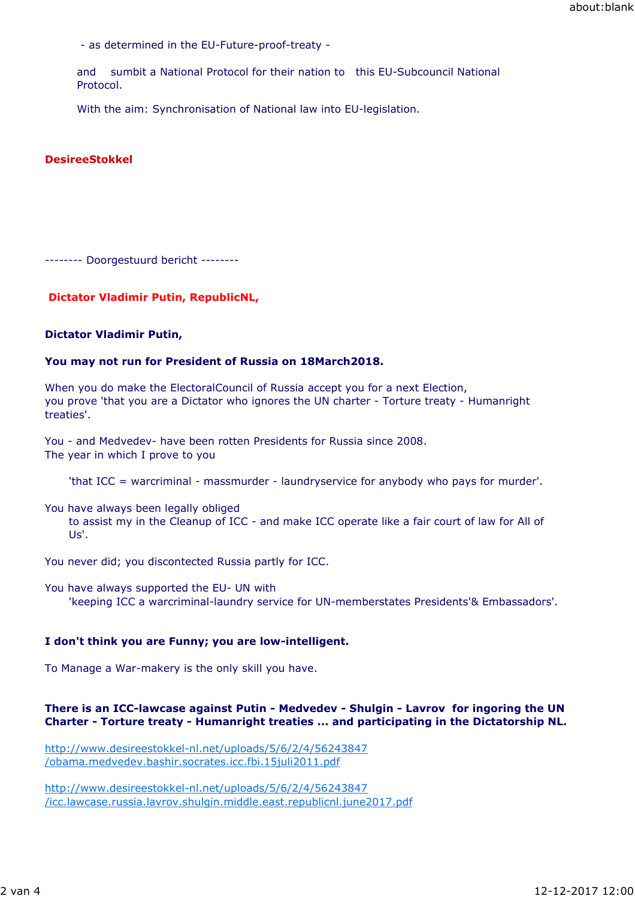- as determined in the EU-Future-proof-treaty -

and sumbit a National Protocol for their nation to this EU-Subcouncil National Protocol.

With the aim: Synchronisation of National law into EU-legislation.

**DesireeStokkel**

-------- Doorgestuurd bericht --------

**Dictator Vladimir Putin, RepublicNL,**

**Dictator Vladimir Putin,**

**You may not run for President of Russia on 18March2018.**

When you do make the ElectoralCouncil of Russia accept you for a next Election,
you prove 'that you are a Dictator who ignores the UN charter - Torture treaty - Humanright treaties'.

You - and Medvedev- have been rotten Presidents for Russia since 2008.
The year in which I prove to you

> 'that ICC = warcriminal - massmurder - laundryservice for anybody who pays for murder'.

You have always been legally obliged
> to assist my in the Cleanup of ICC - and make ICC operate like a fair court of law for All of Us'.

You never did; you discontected Russia partly for ICC.

You have always supported the EU- UN with
> 'keeping ICC a warcriminal-laundry service for UN-memberstates Presidents'& Embassadors'.

**I don't think you are Funny; you are low-intelligent.**

To Manage a War-makery is the only skill you have.

**There is an ICC-lawcase against Putin - Medvedev - Shulgin - Lavrov for ingoring the UN Charter - Torture treaty - Humanright treaties ... and participating in the Dictatorship NL.**

http://www.desireestokkel-nl.net/uploads/5/6/2/4/56243847/obama.medvedev.bashir.socrates.icc.fbi.15juli2011.pdf

http://www.desireestokkel-nl.net/uploads/5/6/2/4/56243847/icc.lawcase.russia.lavrov.shulgin.middle.east.republicnl.june2017.pdf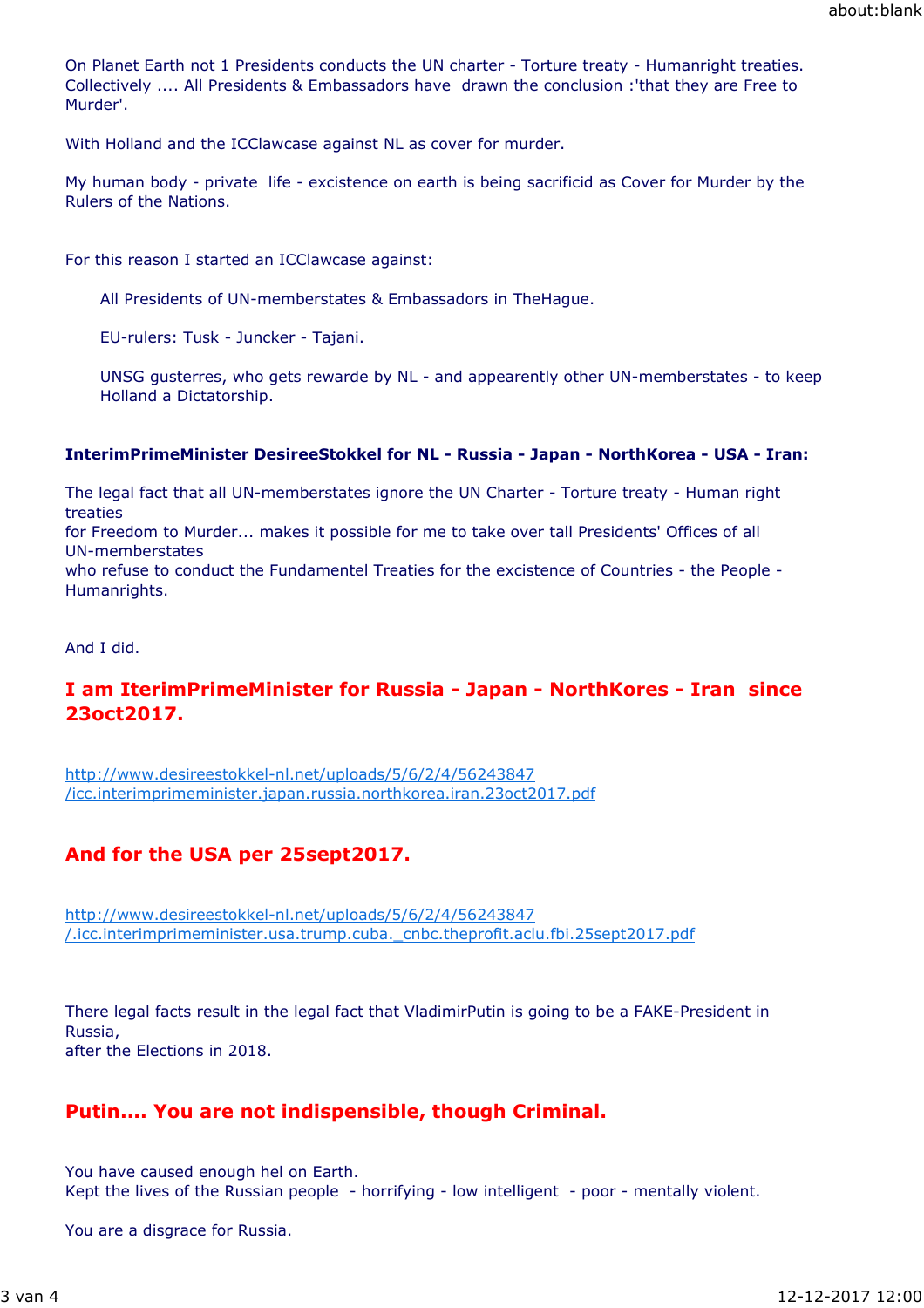On Planet Earth not 1 Presidents conducts the UN charter - Torture treaty - Humanright treaties.
Collectively .... All Presidents & Embassadors have drawn the conclusion :'that they are Free to Murder'.

With Holland and the ICClawcase against NL as cover for murder.

My human body - private life - excistence on earth is being sacrificid as Cover for Murder by the Rulers of the Nations.

For this reason I started an ICClawcase against:

> All Presidents of UN-memberstates & Embassadors in TheHague.
>
> EU-rulers: Tusk - Juncker - Tajani.
>
> UNSG gusterres, who gets rewarde by NL - and appearently other UN-memberstates - to keep Holland a Dictatorship.

**InterimPrimeMinister DesireeStokkel for NL - Russia - Japan - NorthKorea - USA - Iran:**

The legal fact that all UN-memberstates ignore the UN Charter - Torture treaty - Human right treaties
for Freedom to Murder... makes it possible for me to take over tall Presidents' Offices of all UN-memberstates
who refuse to conduct the Fundamentel Treaties for the excistence of Countries - the People - Humanrights.

And I did.

## I am IterimPrimeMinister for Russia - Japan - NorthKores - Iran since 23oct2017.

http://www.desireestokkel-nl.net/uploads/5/6/2/4/56243847/icc.interimprimeminister.japan.russia.northkorea.iran.23oct2017.pdf

## And for the USA per 25sept2017.

http://www.desireestokkel-nl.net/uploads/5/6/2/4/56243847/.icc.interimprimeminister.usa.trump.cuba._cnbc.theprofit.aclu.fbi.25sept2017.pdf

There legal facts result in the legal fact that VladimirPutin is going to be a FAKE-President in Russia,
after the Elections in 2018.

## Putin.... You are not indispensible, though Criminal.

You have caused enough hel on Earth.
Kept the lives of the Russian people - horrifying - low intelligent - poor - mentally violent.

You are a disgrace for Russia.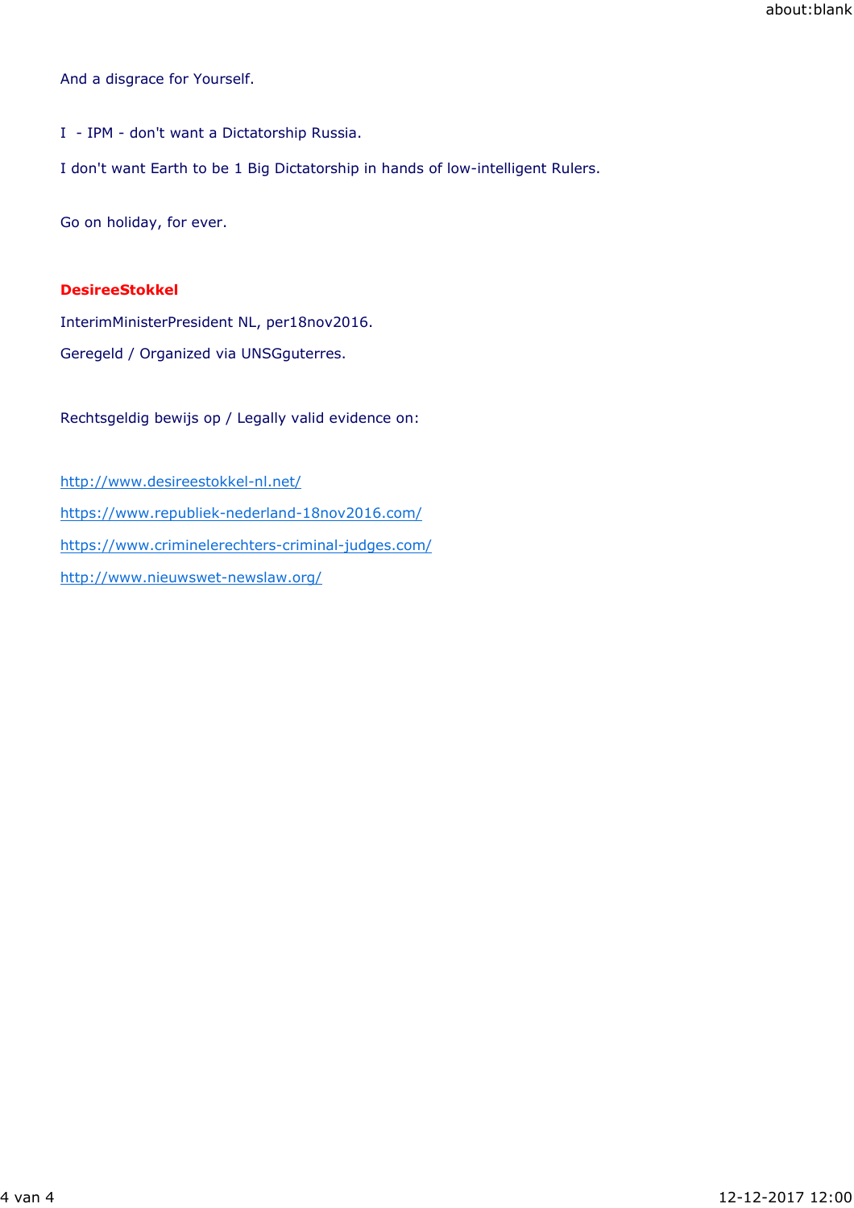And a disgrace for Yourself.

I - IPM - don't want a Dictatorship Russia.

I don't want Earth to be 1 Big Dictatorship in hands of low-intelligent Rulers.

Go on holiday, for ever.

**DesireeStokkel**

InterimMinisterPresident NL, per18nov2016.

Geregeld / Organized via UNSGguterres.

Rechtsgeldig bewijs op / Legally valid evidence on:

http://www.desireestokkel-nl.net/

https://www.republiek-nederland-18nov2016.com/

https://www.criminelerechters-criminal-judges.com/

http://www.nieuwswet-newslaw.org/